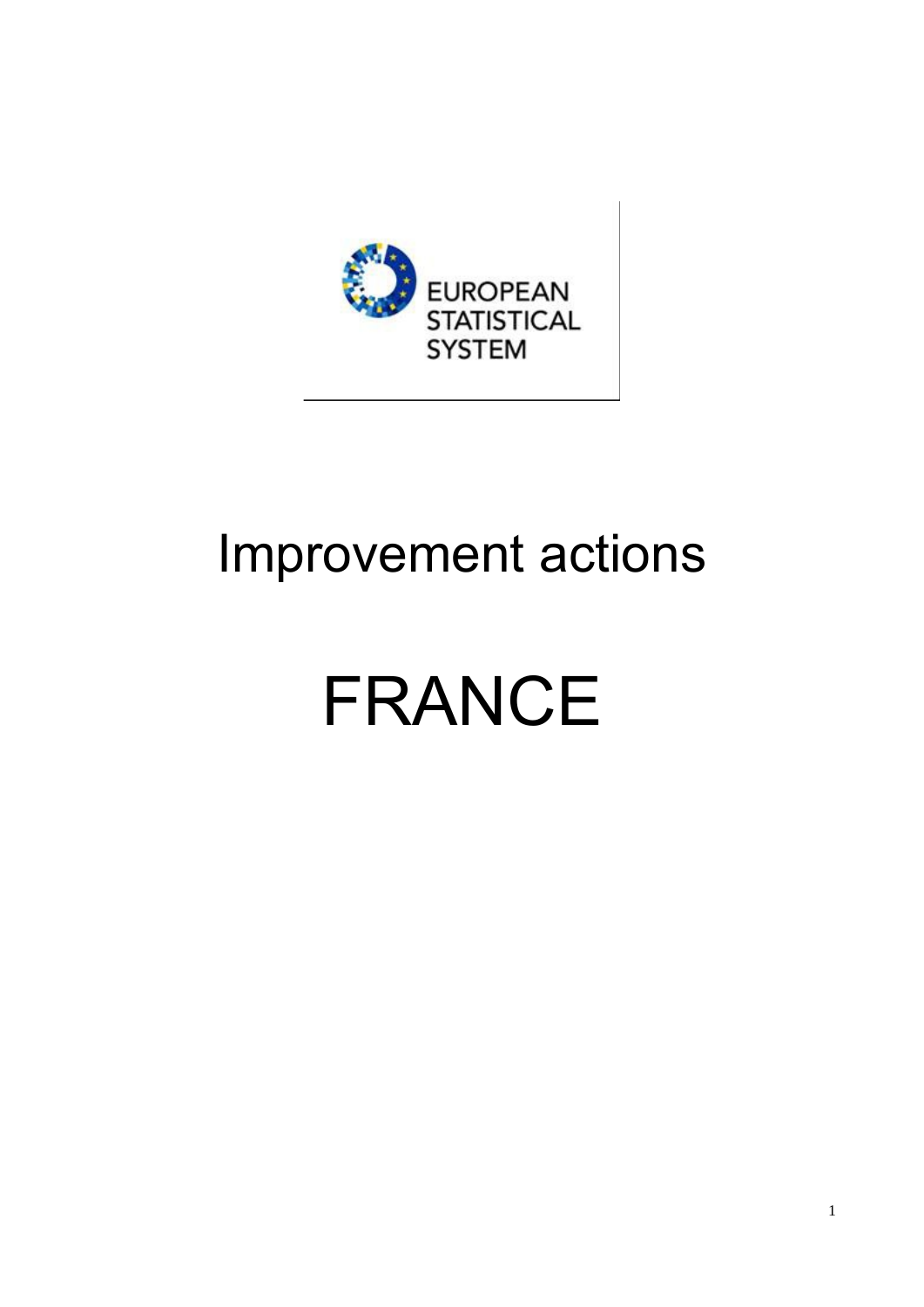EUROPEAN STATISTICAL SYSTEM

# Improvement actions

# FRANCE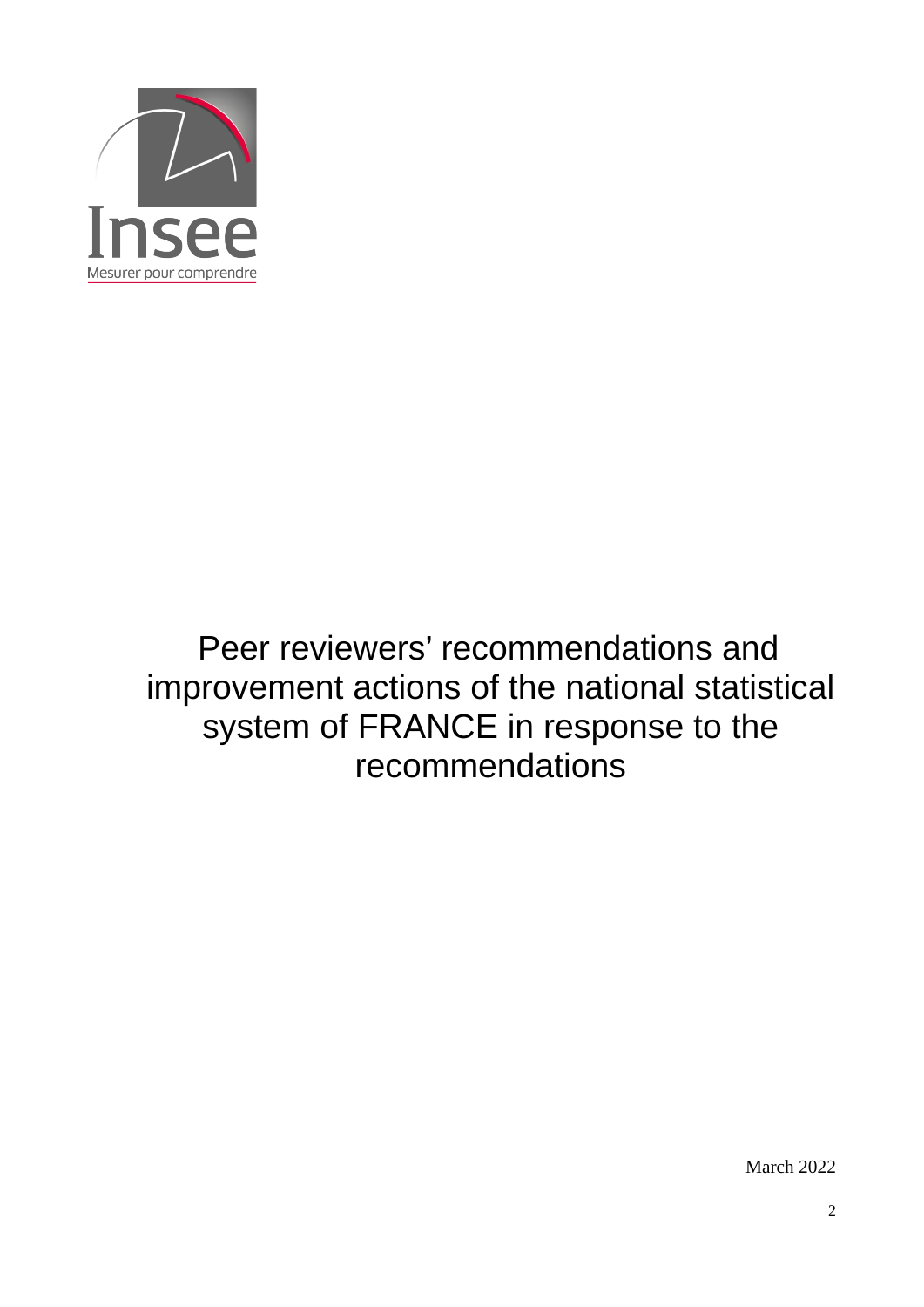Insee

Mesurer pour comprendre

# Peer reviewers' recommendations and improvement actions of the national statistical system of FRANCE in response to the recommendations

March 2022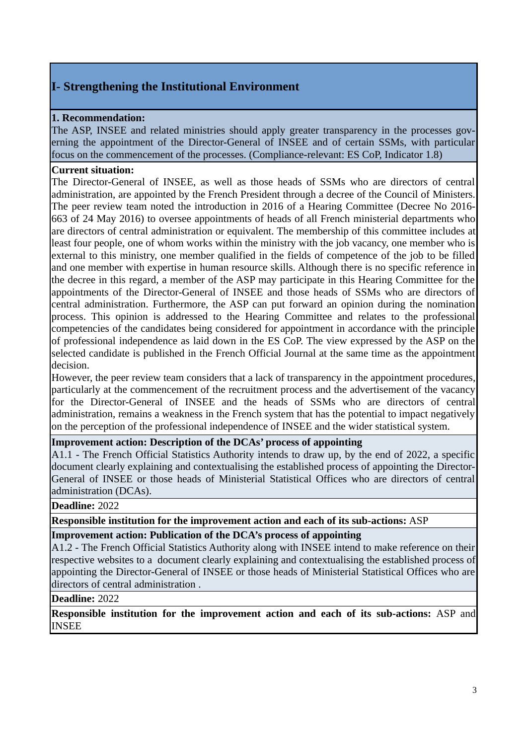# I- Strengthening the Institutional Environment

**1. Recommendation:**

The ASP, INSEE and related ministries should apply greater transparency in the processes governing the appointment of the Director-General of INSEE and of certain SSMs, with particular focus on the commencement of the processes. (Compliance-relevant: ES CoP, Indicator 1.8)

**Current situation:**

The Director-General of INSEE, as well as those heads of SSMs who are directors of central administration, are appointed by the French President through a decree of the Council of Ministers. The peer review team noted the introduction in 2016 of a Hearing Committee (Decree No 2016-663 of 24 May 2016) to oversee appointments of heads of all French ministerial departments who are directors of central administration or equivalent. The membership of this committee includes at least four people, one of whom works within the ministry with the job vacancy, one member who is external to this ministry, one member qualified in the fields of competence of the job to be filled and one member with expertise in human resource skills. Although there is no specific reference in the decree in this regard, a member of the ASP may participate in this Hearing Committee for the appointments of the Director-General of INSEE and those heads of SSMs who are directors of central administration. Furthermore, the ASP can put forward an opinion during the nomination process. This opinion is addressed to the Hearing Committee and relates to the professional competencies of the candidates being considered for appointment in accordance with the principle of professional independence as laid down in the ES CoP. The view expressed by the ASP on the selected candidate is published in the French Official Journal at the same time as the appointment decision.

However, the peer review team considers that a lack of transparency in the appointment procedures, particularly at the commencement of the recruitment process and the advertisement of the vacancy for the Director-General of INSEE and the heads of SSMs who are directors of central administration, remains a weakness in the French system that has the potential to impact negatively on the perception of the professional independence of INSEE and the wider statistical system.

**Improvement action: Description of the DCAs' process of appointing**

A1.1 - The French Official Statistics Authority intends to draw up, by the end of 2022, a specific document clearly explaining and contextualising the established process of appointing the Director-General of INSEE or those heads of Ministerial Statistical Offices who are directors of central administration (DCAs).

**Deadline:** 2022

**Responsible institution for the improvement action and each of its sub-actions:** ASP

**Improvement action: Publication of the DCA's process of appointing**

A1.2 - The French Official Statistics Authority along with INSEE intend to make reference on their respective websites to a document clearly explaining and contextualising the established process of appointing the Director-General of INSEE or those heads of Ministerial Statistical Offices who are directors of central administration .

**Deadline:** 2022

**Responsible institution for the improvement action and each of its sub-actions:** ASP and INSEE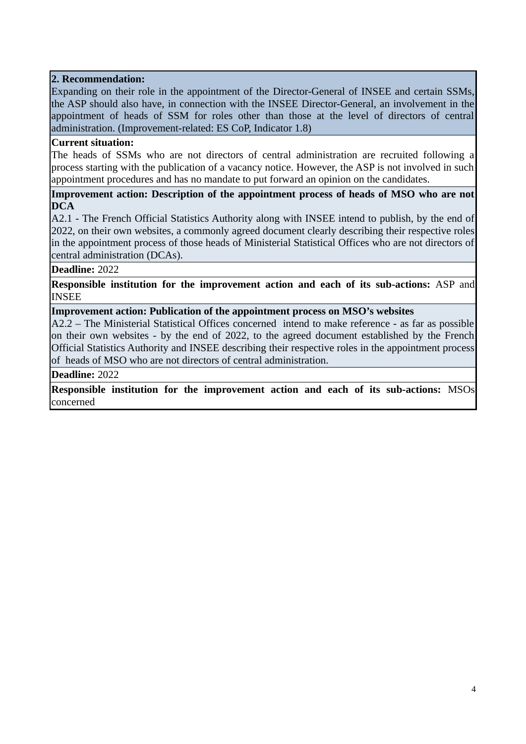**2. Recommendation:**
Expanding on their role in the appointment of the Director-General of INSEE and certain SSMs, the ASP should also have, in connection with the INSEE Director-General, an involvement in the appointment of heads of SSM for roles other than those at the level of directors of central administration. (Improvement-related: ES CoP, Indicator 1.8)

**Current situation:**
The heads of SSMs who are not directors of central administration are recruited following a process starting with the publication of a vacancy notice. However, the ASP is not involved in such appointment procedures and has no mandate to put forward an opinion on the candidates.

**Improvement action: Description of the appointment process of heads of MSO who are not DCA**
A2.1 - The French Official Statistics Authority along with INSEE intend to publish, by the end of 2022, on their own websites, a commonly agreed document clearly describing their respective roles in the appointment process of those heads of Ministerial Statistical Offices who are not directors of central administration (DCAs).

**Deadline:** 2022

**Responsible institution for the improvement action and each of its sub-actions:** ASP and INSEE

**Improvement action: Publication of the appointment process on MSO's websites**
A2.2 – The Ministerial Statistical Offices concerned intend to make reference - as far as possible on their own websites - by the end of 2022, to the agreed document established by the French Official Statistics Authority and INSEE describing their respective roles in the appointment process of heads of MSO who are not directors of central administration.

**Deadline:** 2022

**Responsible institution for the improvement action and each of its sub-actions:** MSOs concerned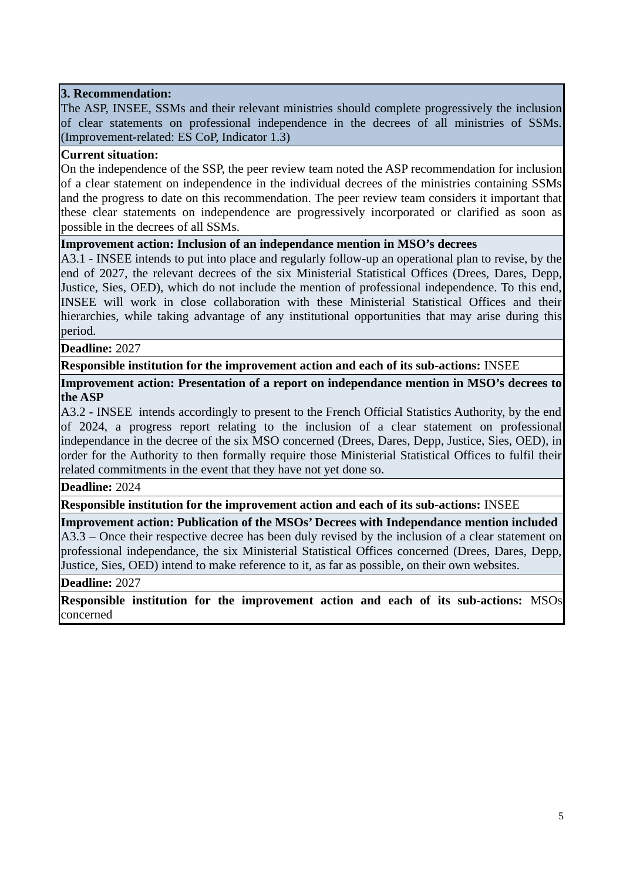| |
|---|
| **3. Recommendation:**<br>The ASP, INSEE, SSMs and their relevant ministries should complete progressively the inclusion of clear statements on professional independence in the decrees of all ministries of SSMs. (Improvement-related: ES CoP, Indicator 1.3) |
| **Current situation:**<br>On the independence of the SSP, the peer review team noted the ASP recommendation for inclusion of a clear statement on independence in the individual decrees of the ministries containing SSMs and the progress to date on this recommendation. The peer review team considers it important that these clear statements on independence are progressively incorporated or clarified as soon as possible in the decrees of all SSMs. |
| **Improvement action: Inclusion of an independance mention in MSO's decrees**<br>A3.1 - INSEE intends to put into place and regularly follow-up an operational plan to revise, by the end of 2027, the relevant decrees of the six Ministerial Statistical Offices (Drees, Dares, Depp, Justice, Sies, OED), which do not include the mention of professional independence. To this end, INSEE will work in close collaboration with these Ministerial Statistical Offices and their hierarchies, while taking advantage of any institutional opportunities that may arise during this period. |
| **Deadline:** 2027 |
| **Responsible institution for the improvement action and each of its sub-actions:** INSEE |
| **Improvement action: Presentation of a report on independance mention in MSO's decrees to the ASP**<br>A3.2 - INSEE intends accordingly to present to the French Official Statistics Authority, by the end of 2024, a progress report relating to the inclusion of a clear statement on professional independance in the decree of the six MSO concerned (Drees, Dares, Depp, Justice, Sies, OED), in order for the Authority to then formally require those Ministerial Statistical Offices to fulfil their related commitments in the event that they have not yet done so. |
| **Deadline:** 2024 |
| **Responsible institution for the improvement action and each of its sub-actions:** INSEE |
| **Improvement action: Publication of the MSOs' Decrees with Independance mention included**<br>A3.3 – Once their respective decree has been duly revised by the inclusion of a clear statement on professional independance, the six Ministerial Statistical Offices concerned (Drees, Dares, Depp, Justice, Sies, OED) intend to make reference to it, as far as possible, on their own websites. |
| **Deadline:** 2027 |
| **Responsible institution for the improvement action and each of its sub-actions:** MSOs concerned |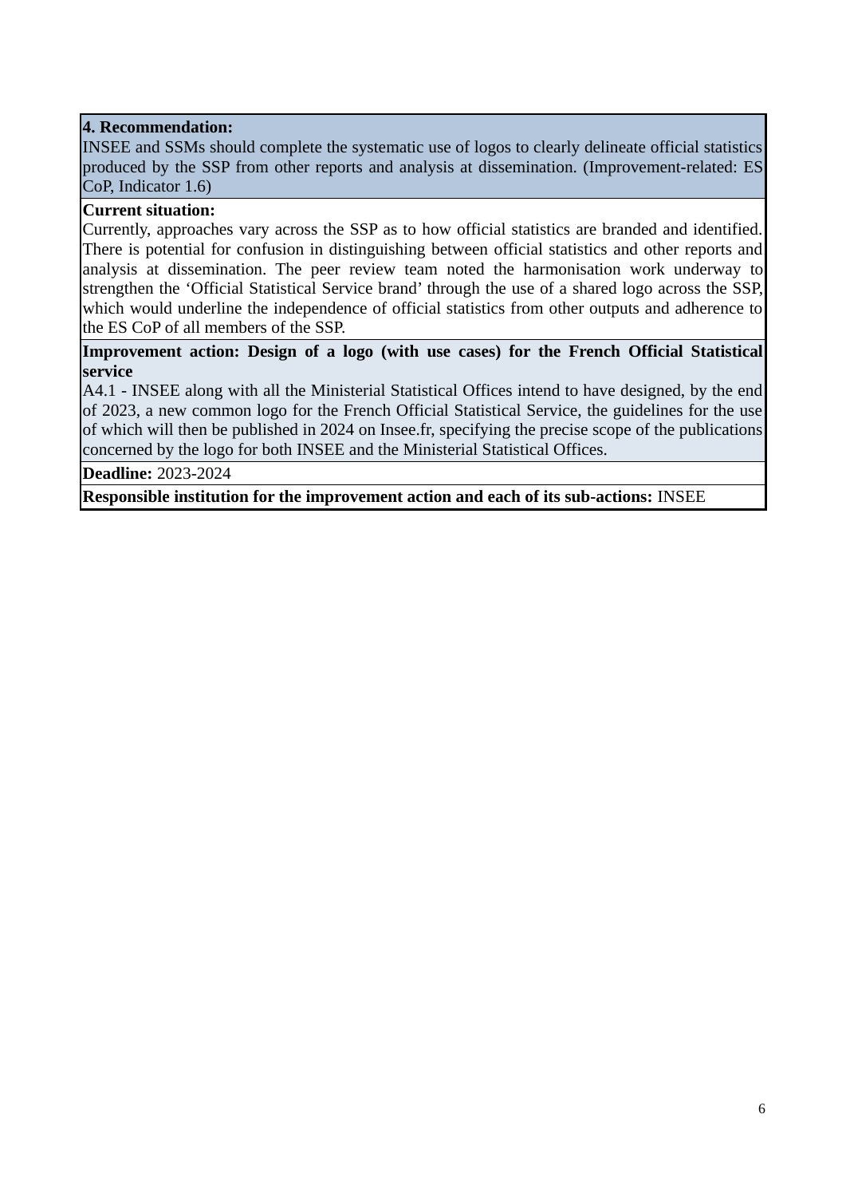| |
|---|
| **4. Recommendation:**<br>INSEE and SSMs should complete the systematic use of logos to clearly delineate official statistics produced by the SSP from other reports and analysis at dissemination. (Improvement-related: ES CoP, Indicator 1.6) |
| **Current situation:**<br>Currently, approaches vary across the SSP as to how official statistics are branded and identified. There is potential for confusion in distinguishing between official statistics and other reports and analysis at dissemination. The peer review team noted the harmonisation work underway to strengthen the 'Official Statistical Service brand' through the use of a shared logo across the SSP, which would underline the independence of official statistics from other outputs and adherence to the ES CoP of all members of the SSP. |
| **Improvement action: Design of a logo (with use cases) for the French Official Statistical service**<br>A4.1 - INSEE along with all the Ministerial Statistical Offices intend to have designed, by the end of 2023, a new common logo for the French Official Statistical Service, the guidelines for the use of which will then be published in 2024 on Insee.fr, specifying the precise scope of the publications concerned by the logo for both INSEE and the Ministerial Statistical Offices. |
| **Deadline:** 2023-2024 |
| **Responsible institution for the improvement action and each of its sub-actions:** INSEE |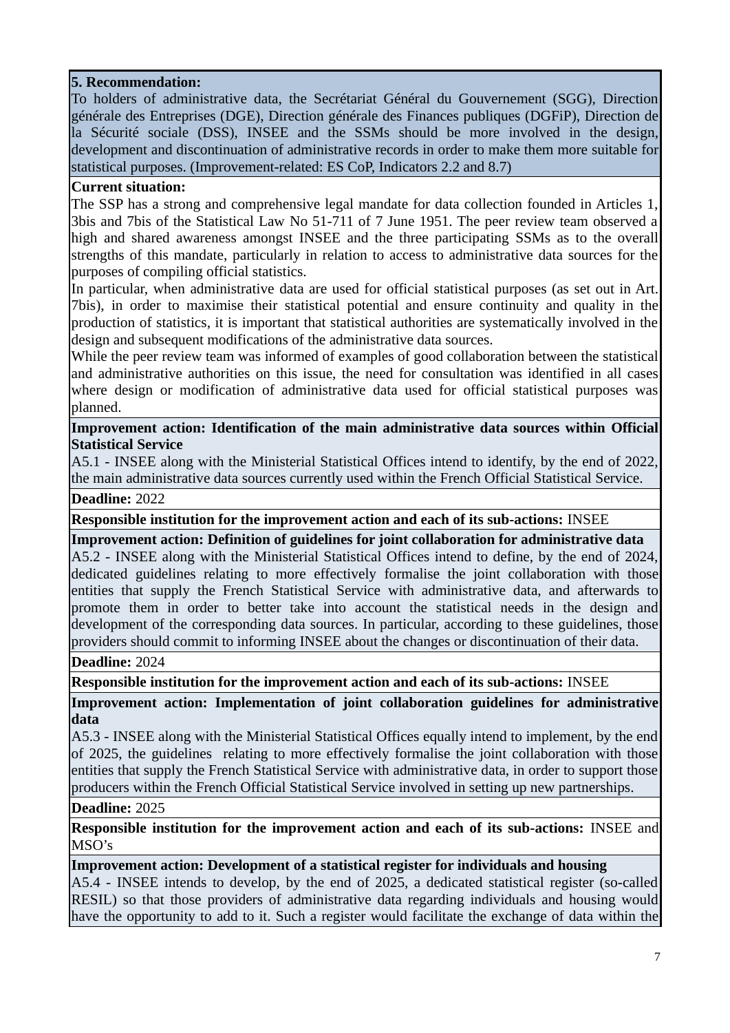**5. Recommendation:**
To holders of administrative data, the Secrétariat Général du Gouvernement (SGG), Direction générale des Entreprises (DGE), Direction générale des Finances publiques (DGFiP), Direction de la Sécurité sociale (DSS), INSEE and the SSMs should be more involved in the design, development and discontinuation of administrative records in order to make them more suitable for statistical purposes. (Improvement-related: ES CoP, Indicators 2.2 and 8.7)

**Current situation:**
The SSP has a strong and comprehensive legal mandate for data collection founded in Articles 1, 3bis and 7bis of the Statistical Law No 51-711 of 7 June 1951. The peer review team observed a high and shared awareness amongst INSEE and the three participating SSMs as to the overall strengths of this mandate, particularly in relation to access to administrative data sources for the purposes of compiling official statistics.
In particular, when administrative data are used for official statistical purposes (as set out in Art. 7bis), in order to maximise their statistical potential and ensure continuity and quality in the production of statistics, it is important that statistical authorities are systematically involved in the design and subsequent modifications of the administrative data sources.
While the peer review team was informed of examples of good collaboration between the statistical and administrative authorities on this issue, the need for consultation was identified in all cases where design or modification of administrative data used for official statistical purposes was planned.

**Improvement action: Identification of the main administrative data sources within Official Statistical Service**
A5.1 - INSEE along with the Ministerial Statistical Offices intend to identify, by the end of 2022, the main administrative data sources currently used within the French Official Statistical Service.

**Deadline:** 2022

**Responsible institution for the improvement action and each of its sub-actions:** INSEE

**Improvement action: Definition of guidelines for joint collaboration for administrative data**
A5.2 - INSEE along with the Ministerial Statistical Offices intend to define, by the end of 2024, dedicated guidelines relating to more effectively formalise the joint collaboration with those entities that supply the French Statistical Service with administrative data, and afterwards to promote them in order to better take into account the statistical needs in the design and development of the corresponding data sources. In particular, according to these guidelines, those providers should commit to informing INSEE about the changes or discontinuation of their data.

**Deadline:** 2024

**Responsible institution for the improvement action and each of its sub-actions:** INSEE

**Improvement action: Implementation of joint collaboration guidelines for administrative data**
A5.3 - INSEE along with the Ministerial Statistical Offices equally intend to implement, by the end of 2025, the guidelines relating to more effectively formalise the joint collaboration with those entities that supply the French Statistical Service with administrative data, in order to support those producers within the French Official Statistical Service involved in setting up new partnerships.

**Deadline:** 2025

**Responsible institution for the improvement action and each of its sub-actions:** INSEE and MSO's

**Improvement action: Development of a statistical register for individuals and housing**
A5.4 - INSEE intends to develop, by the end of 2025, a dedicated statistical register (so-called RESIL) so that those providers of administrative data regarding individuals and housing would have the opportunity to add to it. Such a register would facilitate the exchange of data within the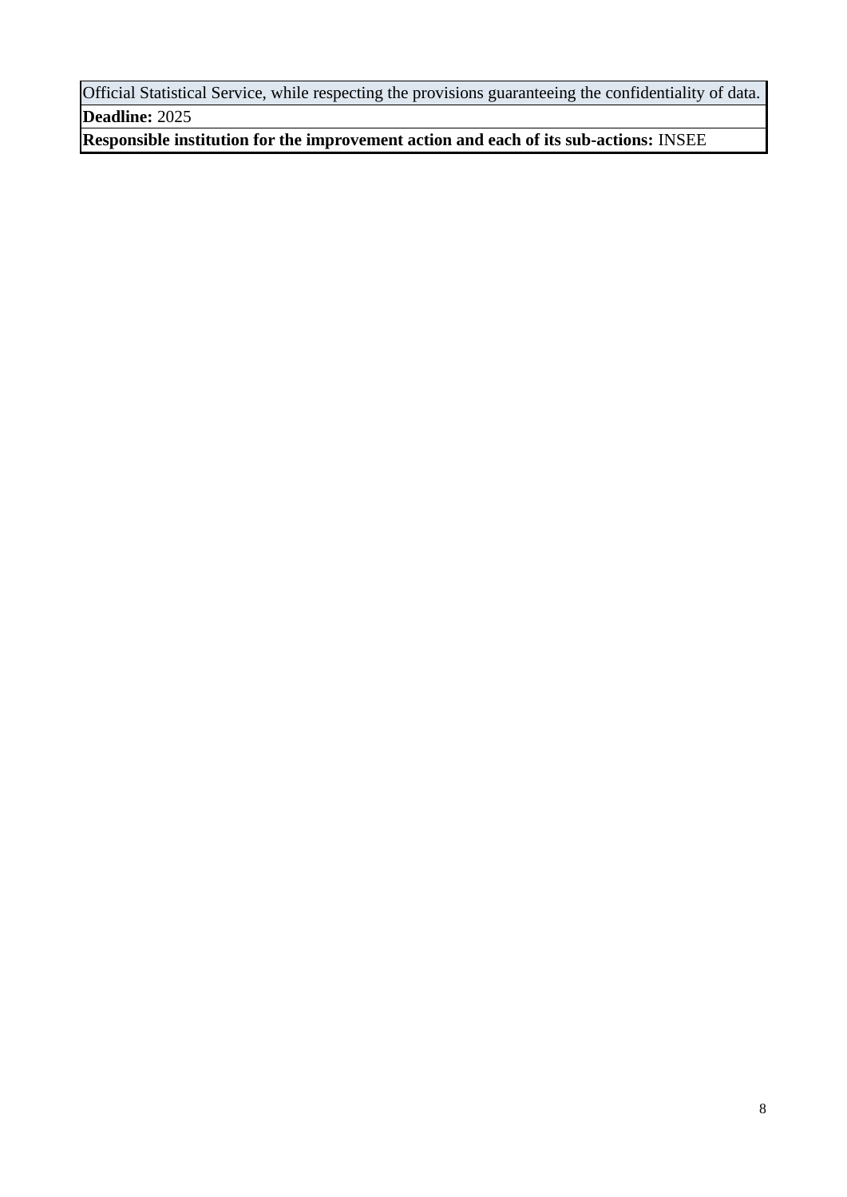| |
|---|
| Official Statistical Service, while respecting the provisions guaranteeing the confidentiality of data. |
| **Deadline:** 2025 |
| **Responsible institution for the improvement action and each of its sub-actions:** INSEE |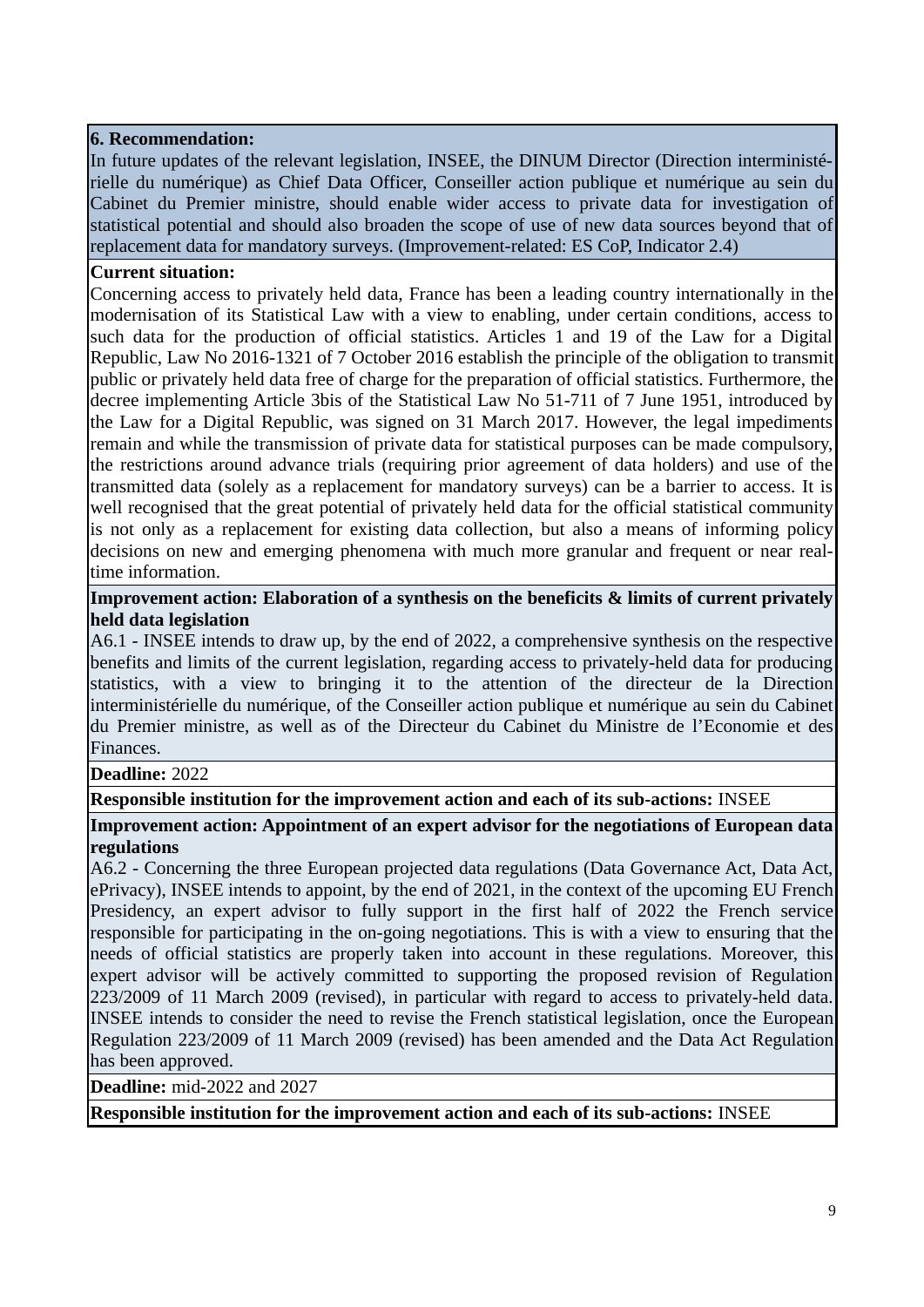**6. Recommendation:**
In future updates of the relevant legislation, INSEE, the DINUM Director (Direction interministérielle du numérique) as Chief Data Officer, Conseiller action publique et numérique au sein du Cabinet du Premier ministre, should enable wider access to private data for investigation of statistical potential and should also broaden the scope of use of new data sources beyond that of replacement data for mandatory surveys. (Improvement-related: ES CoP, Indicator 2.4)

**Current situation:**
Concerning access to privately held data, France has been a leading country internationally in the modernisation of its Statistical Law with a view to enabling, under certain conditions, access to such data for the production of official statistics. Articles 1 and 19 of the Law for a Digital Republic, Law No 2016-1321 of 7 October 2016 establish the principle of the obligation to transmit public or privately held data free of charge for the preparation of official statistics. Furthermore, the decree implementing Article 3bis of the Statistical Law No 51-711 of 7 June 1951, introduced by the Law for a Digital Republic, was signed on 31 March 2017. However, the legal impediments remain and while the transmission of private data for statistical purposes can be made compulsory, the restrictions around advance trials (requiring prior agreement of data holders) and use of the transmitted data (solely as a replacement for mandatory surveys) can be a barrier to access. It is well recognised that the great potential of privately held data for the official statistical community is not only as a replacement for existing data collection, but also a means of informing policy decisions on new and emerging phenomena with much more granular and frequent or near real-time information.

**Improvement action: Elaboration of a synthesis on the beneficits & limits of current privately held data legislation**
A6.1 - INSEE intends to draw up, by the end of 2022, a comprehensive synthesis on the respective benefits and limits of the current legislation, regarding access to privately-held data for producing statistics, with a view to bringing it to the attention of the directeur de la Direction interministérielle du numérique, of the Conseiller action publique et numérique au sein du Cabinet du Premier ministre, as well as of the Directeur du Cabinet du Ministre de l'Economie et des Finances.

**Deadline:** 2022

**Responsible institution for the improvement action and each of its sub-actions:** INSEE

**Improvement action: Appointment of an expert advisor for the negotiations of European data regulations**
A6.2 - Concerning the three European projected data regulations (Data Governance Act, Data Act, ePrivacy), INSEE intends to appoint, by the end of 2021, in the context of the upcoming EU French Presidency, an expert advisor to fully support in the first half of 2022 the French service responsible for participating in the on-going negotiations. This is with a view to ensuring that the needs of official statistics are properly taken into account in these regulations. Moreover, this expert advisor will be actively committed to supporting the proposed revision of Regulation 223/2009 of 11 March 2009 (revised), in particular with regard to access to privately-held data. INSEE intends to consider the need to revise the French statistical legislation, once the European Regulation 223/2009 of 11 March 2009 (revised) has been amended and the Data Act Regulation has been approved.

**Deadline:** mid-2022 and 2027

**Responsible institution for the improvement action and each of its sub-actions:** INSEE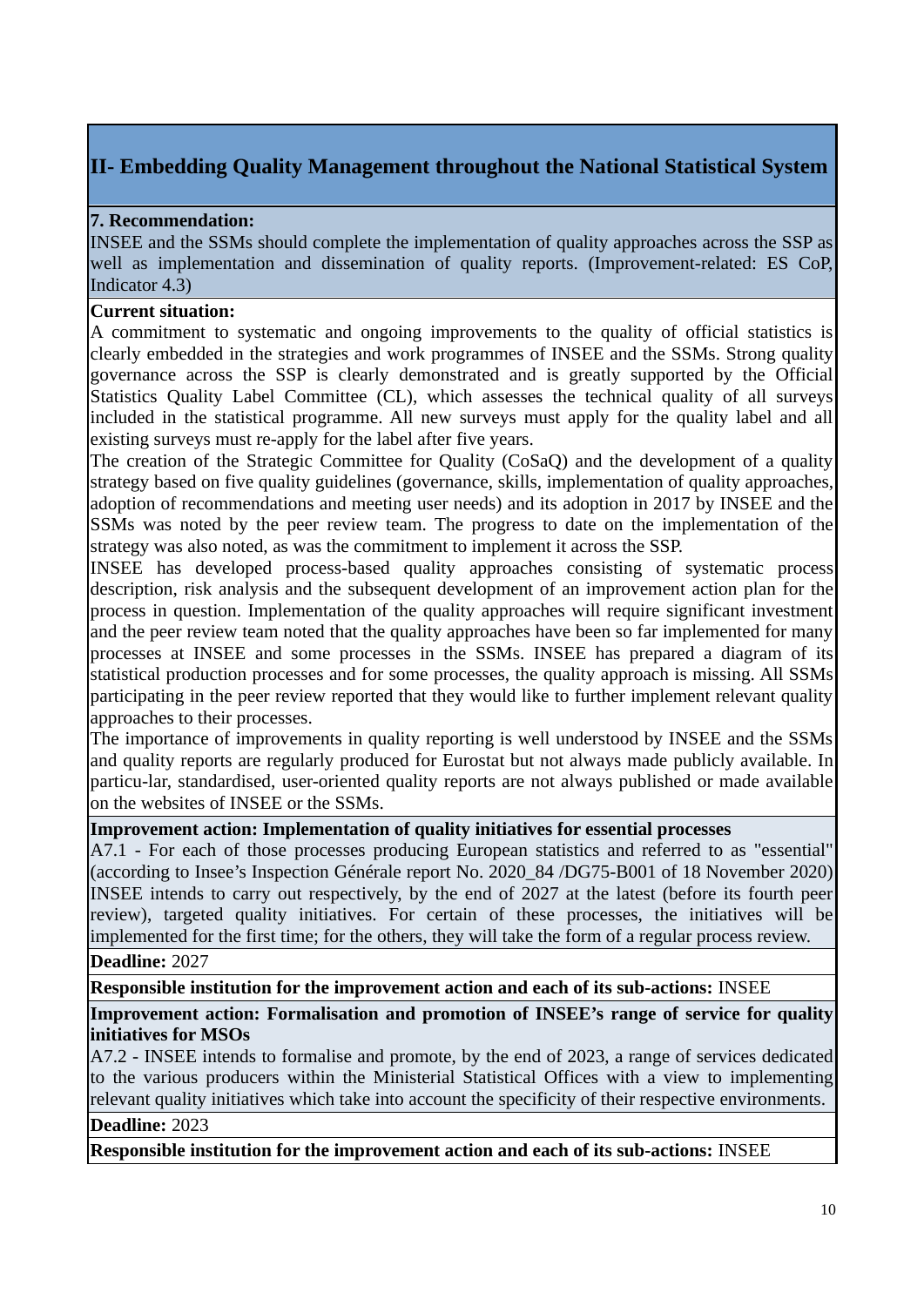## II- Embedding Quality Management throughout the National Statistical System

**7. Recommendation:**

INSEE and the SSMs should complete the implementation of quality approaches across the SSP as well as implementation and dissemination of quality reports. (Improvement-related: ES CoP, Indicator 4.3)

**Current situation:**

A commitment to systematic and ongoing improvements to the quality of official statistics is clearly embedded in the strategies and work programmes of INSEE and the SSMs. Strong quality governance across the SSP is clearly demonstrated and is greatly supported by the Official Statistics Quality Label Committee (CL), which assesses the technical quality of all surveys included in the statistical programme. All new surveys must apply for the quality label and all existing surveys must re-apply for the label after five years.

The creation of the Strategic Committee for Quality (CoSaQ) and the development of a quality strategy based on five quality guidelines (governance, skills, implementation of quality approaches, adoption of recommendations and meeting user needs) and its adoption in 2017 by INSEE and the SSMs was noted by the peer review team. The progress to date on the implementation of the strategy was also noted, as was the commitment to implement it across the SSP.

INSEE has developed process-based quality approaches consisting of systematic process description, risk analysis and the subsequent development of an improvement action plan for the process in question. Implementation of the quality approaches will require significant investment and the peer review team noted that the quality approaches have been so far implemented for many processes at INSEE and some processes in the SSMs. INSEE has prepared a diagram of its statistical production processes and for some processes, the quality approach is missing. All SSMs participating in the peer review reported that they would like to further implement relevant quality approaches to their processes.

The importance of improvements in quality reporting is well understood by INSEE and the SSMs and quality reports are regularly produced for Eurostat but not always made publicly available. In particu-lar, standardised, user-oriented quality reports are not always published or made available on the websites of INSEE or the SSMs.

**Improvement action: Implementation of quality initiatives for essential processes**

A7.1 - For each of those processes producing European statistics and referred to as "essential" (according to Insee's Inspection Générale report No. 2020_84 /DG75-B001 of 18 November 2020) INSEE intends to carry out respectively, by the end of 2027 at the latest (before its fourth peer review), targeted quality initiatives. For certain of these processes, the initiatives will be implemented for the first time; for the others, they will take the form of a regular process review.

**Deadline:** 2027

**Responsible institution for the improvement action and each of its sub-actions:** INSEE

**Improvement action: Formalisation and promotion of INSEE's range of service for quality initiatives for MSOs**

A7.2 - INSEE intends to formalise and promote, by the end of 2023, a range of services dedicated to the various producers within the Ministerial Statistical Offices with a view to implementing relevant quality initiatives which take into account the specificity of their respective environments.

**Deadline:** 2023

**Responsible institution for the improvement action and each of its sub-actions:** INSEE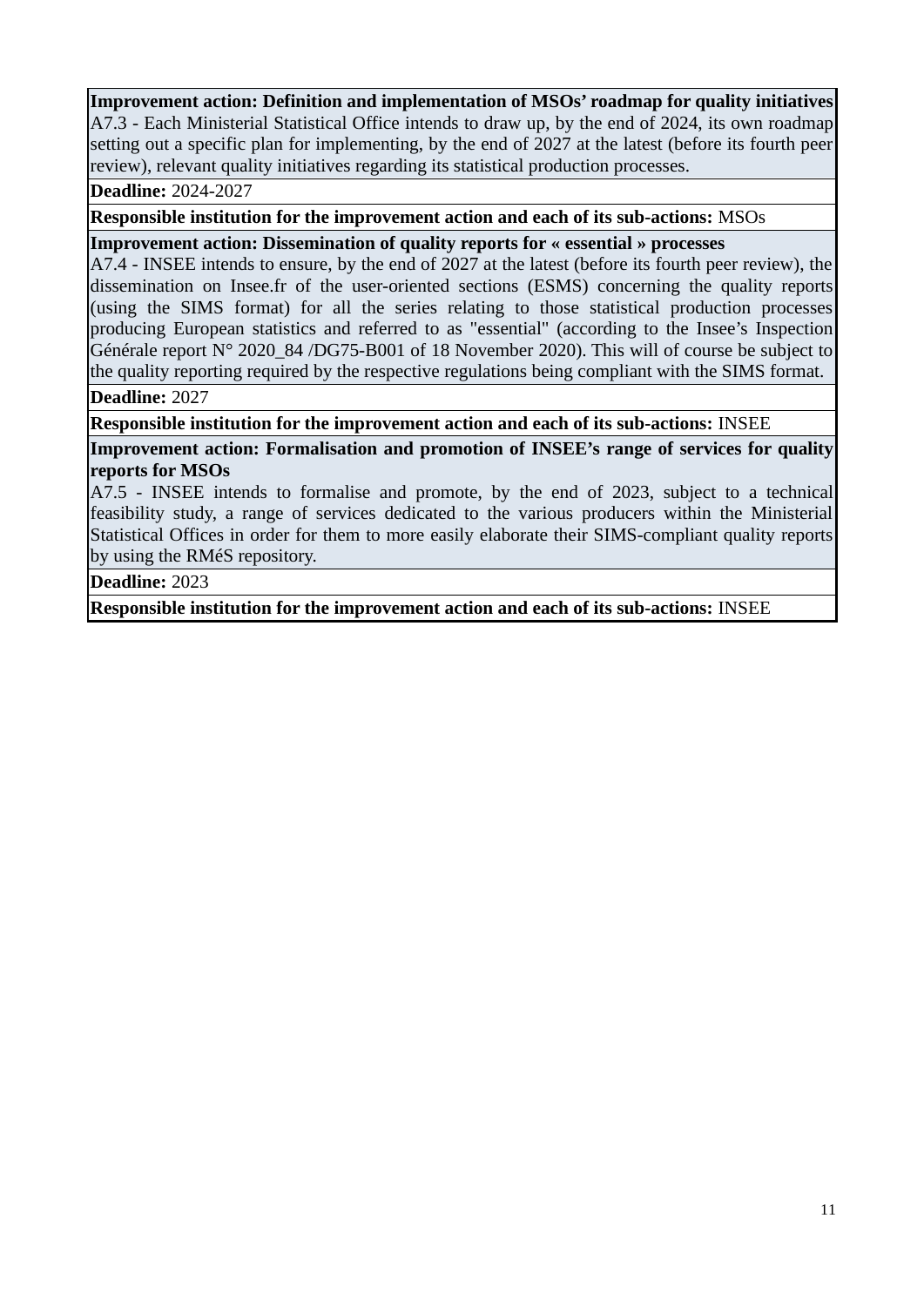**Improvement action: Definition and implementation of MSOs' roadmap for quality initiatives**
A7.3 - Each Ministerial Statistical Office intends to draw up, by the end of 2024, its own roadmap setting out a specific plan for implementing, by the end of 2027 at the latest (before its fourth peer review), relevant quality initiatives regarding its statistical production processes.

**Deadline:** 2024-2027

**Responsible institution for the improvement action and each of its sub-actions:** MSOs

**Improvement action: Dissemination of quality reports for « essential » processes**
A7.4 - INSEE intends to ensure, by the end of 2027 at the latest (before its fourth peer review), the dissemination on Insee.fr of the user-oriented sections (ESMS) concerning the quality reports (using the SIMS format) for all the series relating to those statistical production processes producing European statistics and referred to as "essential" (according to the Insee's Inspection Générale report N° 2020_84 /DG75-B001 of 18 November 2020). This will of course be subject to the quality reporting required by the respective regulations being compliant with the SIMS format.

**Deadline:** 2027

**Responsible institution for the improvement action and each of its sub-actions:** INSEE

**Improvement action: Formalisation and promotion of INSEE's range of services for quality reports for MSOs**
A7.5 - INSEE intends to formalise and promote, by the end of 2023, subject to a technical feasibility study, a range of services dedicated to the various producers within the Ministerial Statistical Offices in order for them to more easily elaborate their SIMS-compliant quality reports by using the RMéS repository.

**Deadline:** 2023

**Responsible institution for the improvement action and each of its sub-actions:** INSEE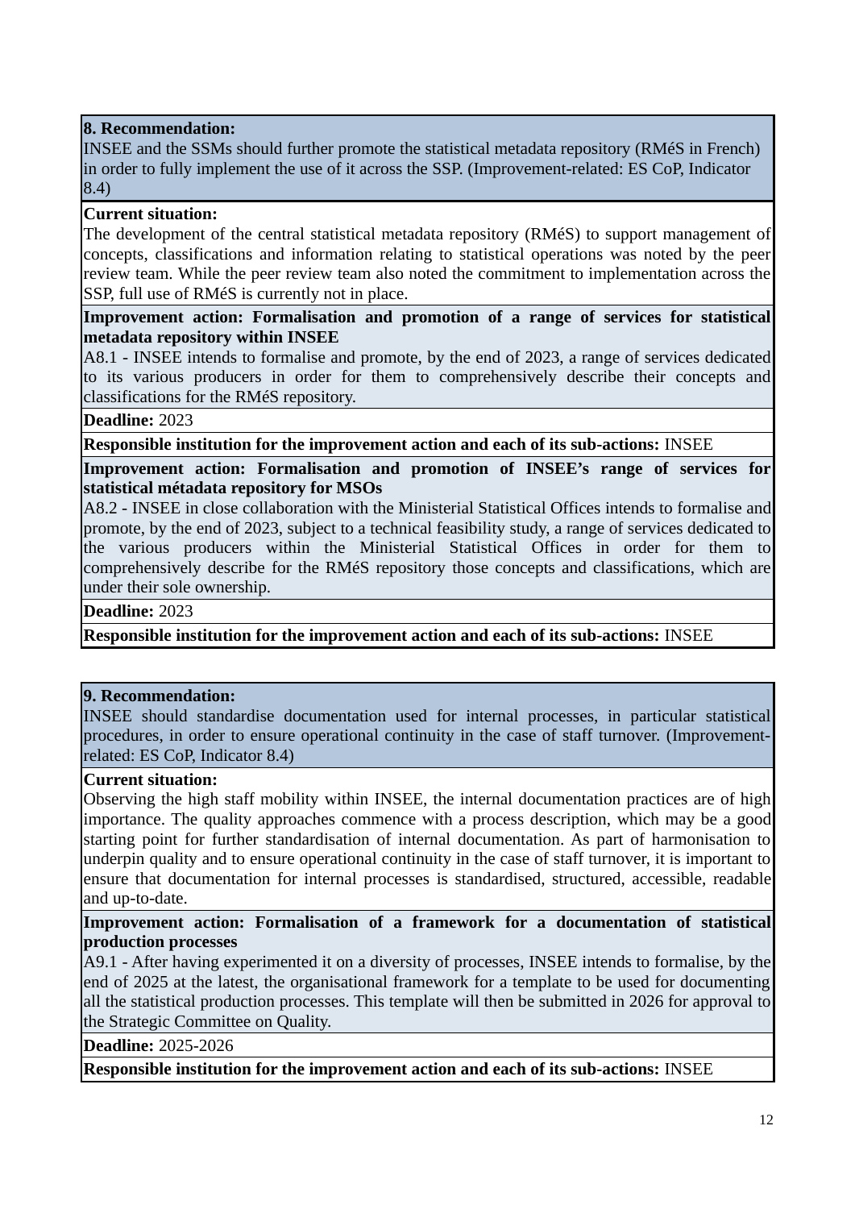**8. Recommendation:**
INSEE and the SSMs should further promote the statistical metadata repository (RMéS in French) in order to fully implement the use of it across the SSP. (Improvement-related: ES CoP, Indicator 8.4)

**Current situation:**
The development of the central statistical metadata repository (RMéS) to support management of concepts, classifications and information relating to statistical operations was noted by the peer review team. While the peer review team also noted the commitment to implementation across the SSP, full use of RMéS is currently not in place.

**Improvement action: Formalisation and promotion of a range of services for statistical metadata repository within INSEE**
A8.1 - INSEE intends to formalise and promote, by the end of 2023, a range of services dedicated to its various producers in order for them to comprehensively describe their concepts and classifications for the RMéS repository.

**Deadline:** 2023

**Responsible institution for the improvement action and each of its sub-actions:** INSEE

**Improvement action: Formalisation and promotion of INSEE's range of services for statistical métadata repository for MSOs**
A8.2 - INSEE in close collaboration with the Ministerial Statistical Offices intends to formalise and promote, by the end of 2023, subject to a technical feasibility study, a range of services dedicated to the various producers within the Ministerial Statistical Offices in order for them to comprehensively describe for the RMéS repository those concepts and classifications, which are under their sole ownership.

**Deadline:** 2023

**Responsible institution for the improvement action and each of its sub-actions:** INSEE

**9. Recommendation:**
INSEE should standardise documentation used for internal processes, in particular statistical procedures, in order to ensure operational continuity in the case of staff turnover. (Improvement-related: ES CoP, Indicator 8.4)

**Current situation:**
Observing the high staff mobility within INSEE, the internal documentation practices are of high importance. The quality approaches commence with a process description, which may be a good starting point for further standardisation of internal documentation. As part of harmonisation to underpin quality and to ensure operational continuity in the case of staff turnover, it is important to ensure that documentation for internal processes is standardised, structured, accessible, readable and up-to-date.

**Improvement action: Formalisation of a framework for a documentation of statistical production processes**
A9.1 - After having experimented it on a diversity of processes, INSEE intends to formalise, by the end of 2025 at the latest, the organisational framework for a template to be used for documenting all the statistical production processes. This template will then be submitted in 2026 for approval to the Strategic Committee on Quality.

**Deadline:** 2025-2026

**Responsible institution for the improvement action and each of its sub-actions:** INSEE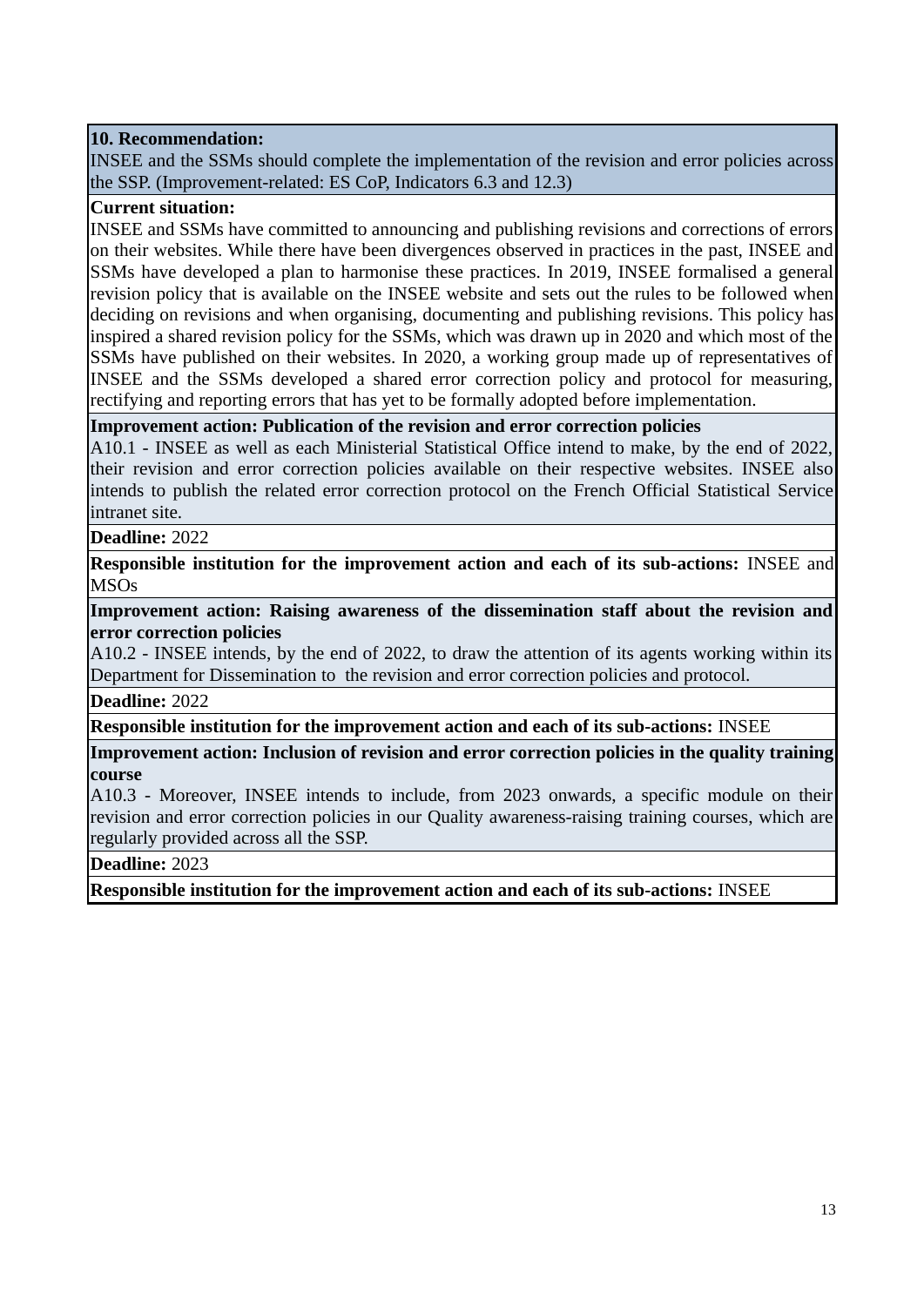**10. Recommendation:**

INSEE and the SSMs should complete the implementation of the revision and error policies across the SSP. (Improvement-related: ES CoP, Indicators 6.3 and 12.3)

**Current situation:**

INSEE and SSMs have committed to announcing and publishing revisions and corrections of errors on their websites. While there have been divergences observed in practices in the past, INSEE and SSMs have developed a plan to harmonise these practices. In 2019, INSEE formalised a general revision policy that is available on the INSEE website and sets out the rules to be followed when deciding on revisions and when organising, documenting and publishing revisions. This policy has inspired a shared revision policy for the SSMs, which was drawn up in 2020 and which most of the SSMs have published on their websites. In 2020, a working group made up of representatives of INSEE and the SSMs developed a shared error correction policy and protocol for measuring, rectifying and reporting errors that has yet to be formally adopted before implementation.

**Improvement action: Publication of the revision and error correction policies**

A10.1 - INSEE as well as each Ministerial Statistical Office intend to make, by the end of 2022, their revision and error correction policies available on their respective websites. INSEE also intends to publish the related error correction protocol on the French Official Statistical Service intranet site.

**Deadline:** 2022

**Responsible institution for the improvement action and each of its sub-actions:** INSEE and MSOs

**Improvement action: Raising awareness of the dissemination staff about the revision and error correction policies**

A10.2 - INSEE intends, by the end of 2022, to draw the attention of its agents working within its Department for Dissemination to the revision and error correction policies and protocol.

**Deadline:** 2022

**Responsible institution for the improvement action and each of its sub-actions:** INSEE

**Improvement action: Inclusion of revision and error correction policies in the quality training course**

A10.3 - Moreover, INSEE intends to include, from 2023 onwards, a specific module on their revision and error correction policies in our Quality awareness-raising training courses, which are regularly provided across all the SSP.

**Deadline:** 2023

**Responsible institution for the improvement action and each of its sub-actions:** INSEE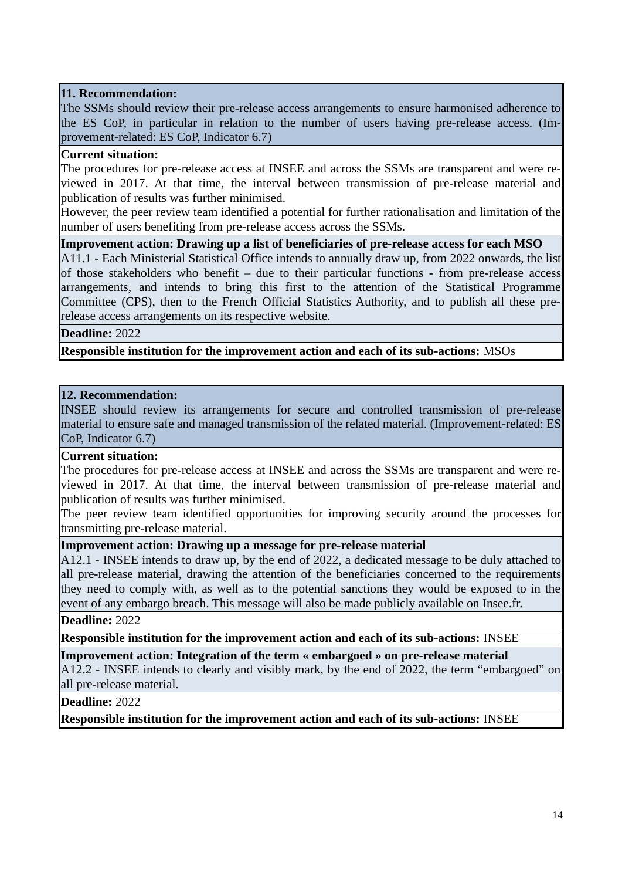**11. Recommendation:**

The SSMs should review their pre-release access arrangements to ensure harmonised adherence to the ES CoP, in particular in relation to the number of users having pre-release access. (Improvement-related: ES CoP, Indicator 6.7)

**Current situation:**

The procedures for pre-release access at INSEE and across the SSMs are transparent and were reviewed in 2017. At that time, the interval between transmission of pre-release material and publication of results was further minimised.

However, the peer review team identified a potential for further rationalisation and limitation of the number of users benefiting from pre-release access across the SSMs.

**Improvement action: Drawing up a list of beneficiaries of pre-release access for each MSO**

A11.1 - Each Ministerial Statistical Office intends to annually draw up, from 2022 onwards, the list of those stakeholders who benefit – due to their particular functions - from pre-release access arrangements, and intends to bring this first to the attention of the Statistical Programme Committee (CPS), then to the French Official Statistics Authority, and to publish all these pre-release access arrangements on its respective website.

**Deadline:** 2022

**Responsible institution for the improvement action and each of its sub-actions:** MSOs

**12. Recommendation:**

INSEE should review its arrangements for secure and controlled transmission of pre-release material to ensure safe and managed transmission of the related material. (Improvement-related: ES CoP, Indicator 6.7)

**Current situation:**

The procedures for pre-release access at INSEE and across the SSMs are transparent and were reviewed in 2017. At that time, the interval between transmission of pre-release material and publication of results was further minimised.

The peer review team identified opportunities for improving security around the processes for transmitting pre-release material.

**Improvement action: Drawing up a message for pre-release material**

A12.1 - INSEE intends to draw up, by the end of 2022, a dedicated message to be duly attached to all pre-release material, drawing the attention of the beneficiaries concerned to the requirements they need to comply with, as well as to the potential sanctions they would be exposed to in the event of any embargo breach. This message will also be made publicly available on Insee.fr.

**Deadline:** 2022

**Responsible institution for the improvement action and each of its sub-actions:** INSEE

**Improvement action: Integration of the term « embargoed » on pre-release material**

A12.2 - INSEE intends to clearly and visibly mark, by the end of 2022, the term "embargoed" on all pre-release material.

**Deadline:** 2022

**Responsible institution for the improvement action and each of its sub-actions:** INSEE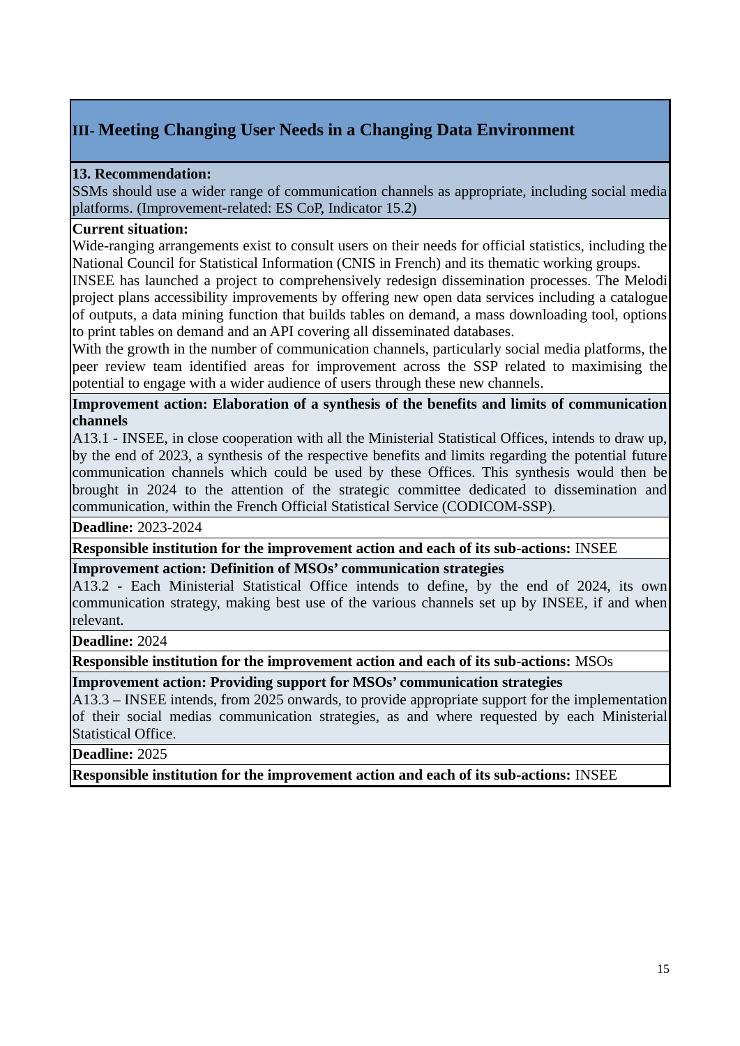## III- Meeting Changing User Needs in a Changing Data Environment

**13. Recommendation:**
SSMs should use a wider range of communication channels as appropriate, including social media platforms. (Improvement-related: ES CoP, Indicator 15.2)

**Current situation:**
Wide-ranging arrangements exist to consult users on their needs for official statistics, including the National Council for Statistical Information (CNIS in French) and its thematic working groups.
INSEE has launched a project to comprehensively redesign dissemination processes. The Melodi project plans accessibility improvements by offering new open data services including a catalogue of outputs, a data mining function that builds tables on demand, a mass downloading tool, options to print tables on demand and an API covering all disseminated databases.
With the growth in the number of communication channels, particularly social media platforms, the peer review team identified areas for improvement across the SSP related to maximising the potential to engage with a wider audience of users through these new channels.

**Improvement action: Elaboration of a synthesis of the benefits and limits of communication channels**
A13.1 - INSEE, in close cooperation with all the Ministerial Statistical Offices, intends to draw up, by the end of 2023, a synthesis of the respective benefits and limits regarding the potential future communication channels which could be used by these Offices. This synthesis would then be brought in 2024 to the attention of the strategic committee dedicated to dissemination and communication, within the French Official Statistical Service (CODICOM-SSP).

**Deadline:** 2023-2024

**Responsible institution for the improvement action and each of its sub-actions:** INSEE

**Improvement action: Definition of MSOs' communication strategies**
A13.2 - Each Ministerial Statistical Office intends to define, by the end of 2024, its own communication strategy, making best use of the various channels set up by INSEE, if and when relevant.

**Deadline:** 2024

**Responsible institution for the improvement action and each of its sub-actions:** MSOs

**Improvement action: Providing support for MSOs' communication strategies**
A13.3 – INSEE intends, from 2025 onwards, to provide appropriate support for the implementation of their social medias communication strategies, as and where requested by each Ministerial Statistical Office.

**Deadline:** 2025

**Responsible institution for the improvement action and each of its sub-actions:** INSEE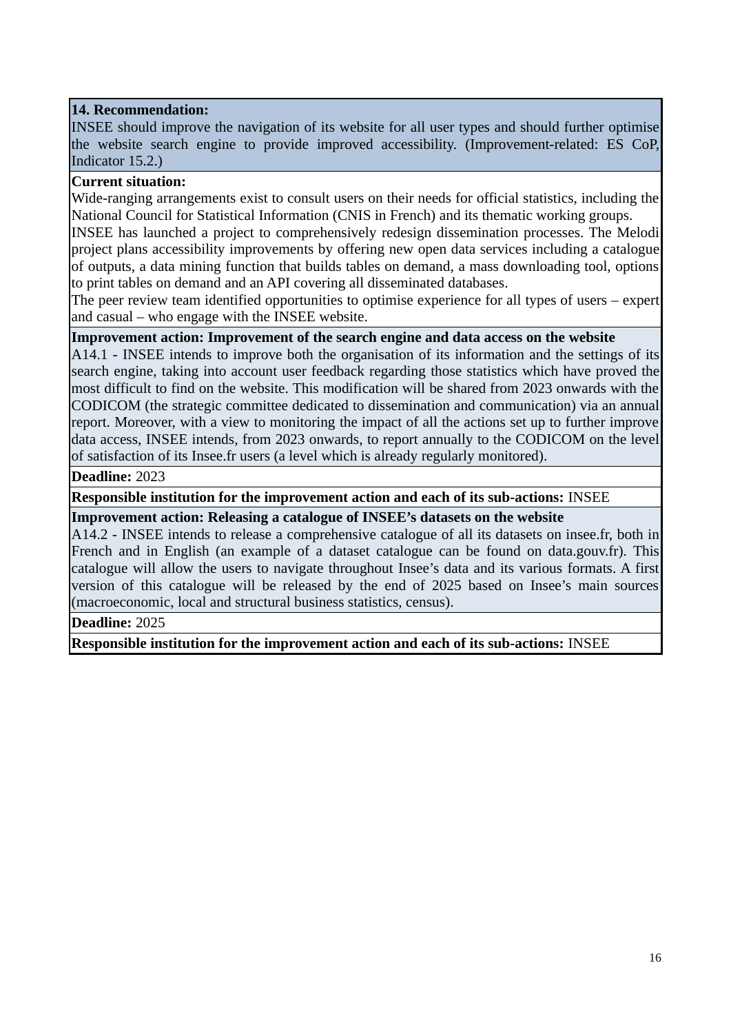| |
|---|
| **14. Recommendation:**<br>INSEE should improve the navigation of its website for all user types and should further optimise the website search engine to provide improved accessibility. (Improvement-related: ES CoP, Indicator 15.2.) |
| **Current situation:**<br>Wide-ranging arrangements exist to consult users on their needs for official statistics, including the National Council for Statistical Information (CNIS in French) and its thematic working groups.<br>INSEE has launched a project to comprehensively redesign dissemination processes. The Melodi project plans accessibility improvements by offering new open data services including a catalogue of outputs, a data mining function that builds tables on demand, a mass downloading tool, options to print tables on demand and an API covering all disseminated databases.<br>The peer review team identified opportunities to optimise experience for all types of users – expert and casual – who engage with the INSEE website. |
| **Improvement action: Improvement of the search engine and data access on the website**<br>A14.1 - INSEE intends to improve both the organisation of its information and the settings of its search engine, taking into account user feedback regarding those statistics which have proved the most difficult to find on the website. This modification will be shared from 2023 onwards with the CODICOM (the strategic committee dedicated to dissemination and communication) via an annual report. Moreover, with a view to monitoring the impact of all the actions set up to further improve data access, INSEE intends, from 2023 onwards, to report annually to the CODICOM on the level of satisfaction of its Insee.fr users (a level which is already regularly monitored). |
| **Deadline:** 2023 |
| **Responsible institution for the improvement action and each of its sub-actions:** INSEE |
| **Improvement action: Releasing a catalogue of INSEE's datasets on the website**<br>A14.2 - INSEE intends to release a comprehensive catalogue of all its datasets on insee.fr, both in French and in English (an example of a dataset catalogue can be found on data.gouv.fr). This catalogue will allow the users to navigate throughout Insee's data and its various formats. A first version of this catalogue will be released by the end of 2025 based on Insee's main sources (macroeconomic, local and structural business statistics, census). |
| **Deadline:** 2025 |
| **Responsible institution for the improvement action and each of its sub-actions:** INSEE |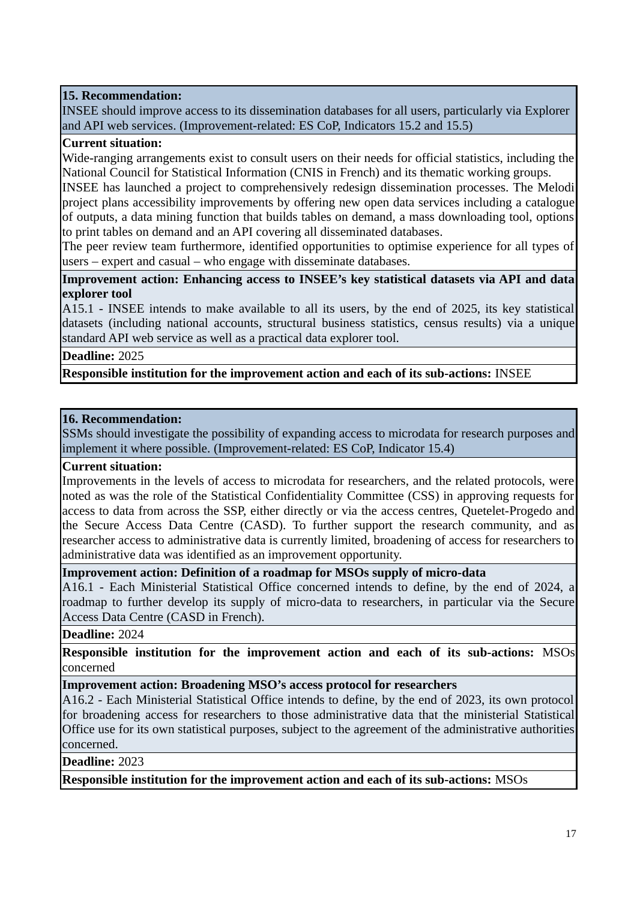**15. Recommendation:**
INSEE should improve access to its dissemination databases for all users, particularly via Explorer and API web services. (Improvement-related: ES CoP, Indicators 15.2 and 15.5)

**Current situation:**
Wide-ranging arrangements exist to consult users on their needs for official statistics, including the National Council for Statistical Information (CNIS in French) and its thematic working groups.
INSEE has launched a project to comprehensively redesign dissemination processes. The Melodi project plans accessibility improvements by offering new open data services including a catalogue of outputs, a data mining function that builds tables on demand, a mass downloading tool, options to print tables on demand and an API covering all disseminated databases.
The peer review team furthermore, identified opportunities to optimise experience for all types of users – expert and casual – who engage with disseminate databases.

**Improvement action: Enhancing access to INSEE's key statistical datasets via API and data explorer tool**
A15.1 - INSEE intends to make available to all its users, by the end of 2025, its key statistical datasets (including national accounts, structural business statistics, census results) via a unique standard API web service as well as a practical data explorer tool.

**Deadline:** 2025

**Responsible institution for the improvement action and each of its sub-actions:** INSEE

**16. Recommendation:**
SSMs should investigate the possibility of expanding access to microdata for research purposes and implement it where possible. (Improvement-related: ES CoP, Indicator 15.4)

**Current situation:**
Improvements in the levels of access to microdata for researchers, and the related protocols, were noted as was the role of the Statistical Confidentiality Committee (CSS) in approving requests for access to data from across the SSP, either directly or via the access centres, Quetelet-Progedo and the Secure Access Data Centre (CASD). To further support the research community, and as researcher access to administrative data is currently limited, broadening of access for researchers to administrative data was identified as an improvement opportunity.

**Improvement action: Definition of a roadmap for MSOs supply of micro-data**
A16.1 - Each Ministerial Statistical Office concerned intends to define, by the end of 2024, a roadmap to further develop its supply of micro-data to researchers, in particular via the Secure Access Data Centre (CASD in French).

**Deadline:** 2024

**Responsible institution for the improvement action and each of its sub-actions:** MSOs concerned

**Improvement action: Broadening MSO's access protocol for researchers**
A16.2 - Each Ministerial Statistical Office intends to define, by the end of 2023, its own protocol for broadening access for researchers to those administrative data that the ministerial Statistical Office use for its own statistical purposes, subject to the agreement of the administrative authorities concerned.

**Deadline:** 2023

**Responsible institution for the improvement action and each of its sub-actions:** MSOs